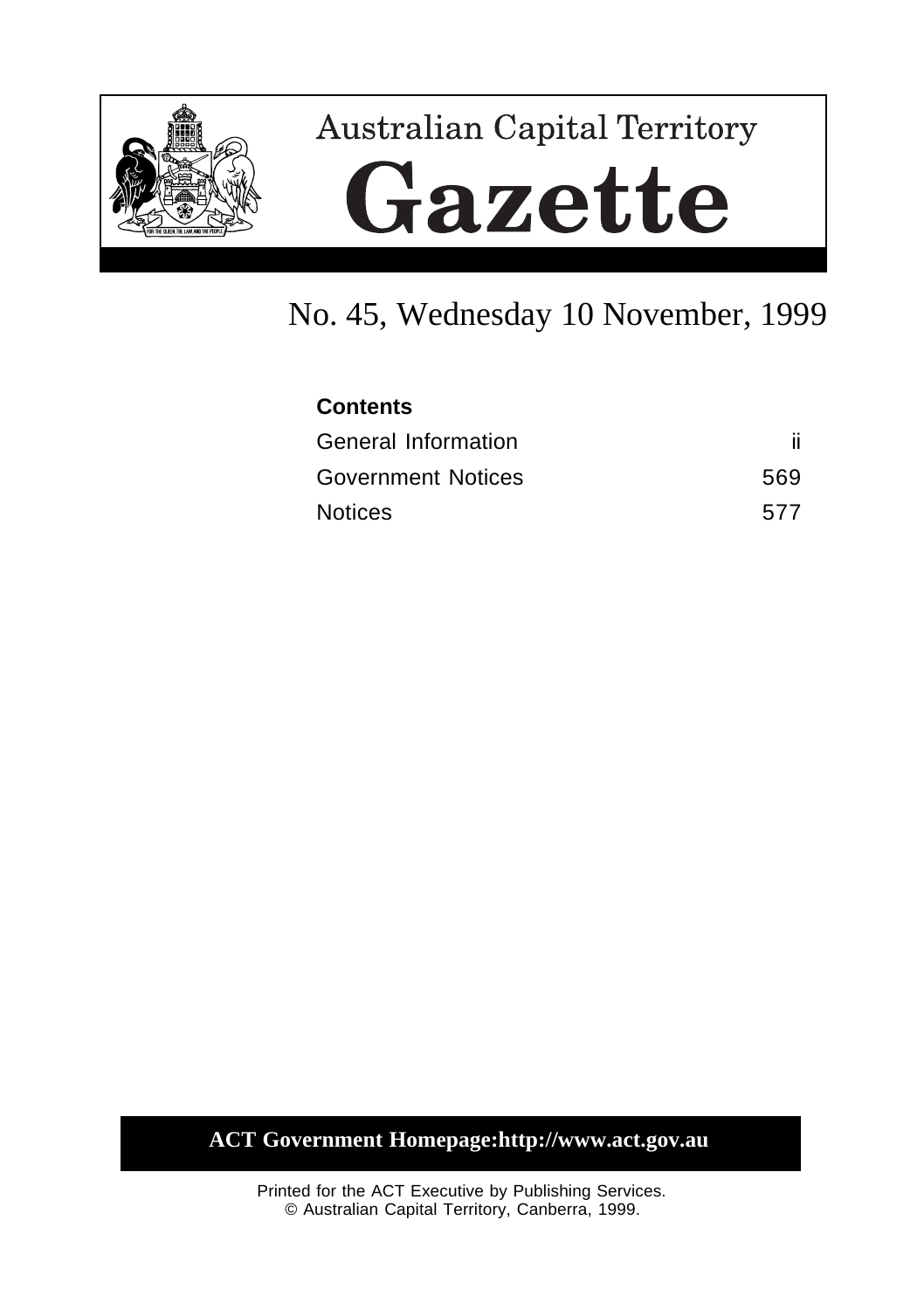# Australian Capital Territory

# Gazette

## No. 45, Wednesday 10 November, 1999

**Contents**

| | |
|---|---|
| General Information | ii |
| Government Notices | 569 |
| Notices | 577 |

**ACT Government Homepage:http://www.act.gov.au**

Printed for the ACT Executive by Publishing Services.
© Australian Capital Territory, Canberra, 1999.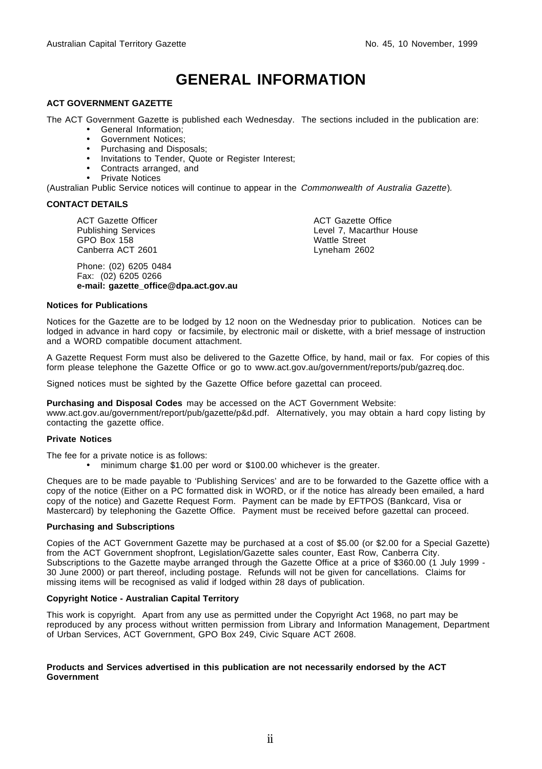# GENERAL INFORMATION

**ACT GOVERNMENT GAZETTE**

The ACT Government Gazette is published each Wednesday. The sections included in the publication are:

- General Information;
- Government Notices;
- Purchasing and Disposals;
- Invitations to Tender, Quote or Register Interest;
- Contracts arranged, and
- Private Notices

(Australian Public Service notices will continue to appear in the *Commonwealth of Australia Gazette*).

**CONTACT DETAILS**

ACT Gazette Officer
Publishing Services
GPO Box 158
Canberra ACT 2601

ACT Gazette Office
Level 7, Macarthur House
Wattle Street
Lyneham 2602

Phone: (02) 6205 0484
Fax: (02) 6205 0266
**e-mail: gazette_office@dpa.act.gov.au**

**Notices for Publications**

Notices for the Gazette are to be lodged by 12 noon on the Wednesday prior to publication. Notices can be lodged in advance in hard copy or facsimile, by electronic mail or diskette, with a brief message of instruction and a WORD compatible document attachment.

A Gazette Request Form must also be delivered to the Gazette Office, by hand, mail or fax. For copies of this form please telephone the Gazette Office or go to www.act.gov.au/government/reports/pub/gazreq.doc.

Signed notices must be sighted by the Gazette Office before gazettal can proceed.

**Purchasing and Disposal Codes** may be accessed on the ACT Government Website: www.act.gov.au/government/report/pub/gazette/p&d.pdf. Alternatively, you may obtain a hard copy listing by contacting the gazette office.

**Private Notices**

The fee for a private notice is as follows:

- minimum charge $1.00 per word or $100.00 whichever is the greater.

Cheques are to be made payable to 'Publishing Services' and are to be forwarded to the Gazette office with a copy of the notice (Either on a PC formatted disk in WORD, or if the notice has already been emailed, a hard copy of the notice) and Gazette Request Form. Payment can be made by EFTPOS (Bankcard, Visa or Mastercard) by telephoning the Gazette Office. Payment must be received before gazettal can proceed.

**Purchasing and Subscriptions**

Copies of the ACT Government Gazette may be purchased at a cost of $5.00 (or $2.00 for a Special Gazette) from the ACT Government shopfront, Legislation/Gazette sales counter, East Row, Canberra City. Subscriptions to the Gazette maybe arranged through the Gazette Office at a price of $360.00 (1 July 1999 - 30 June 2000) or part thereof, including postage. Refunds will not be given for cancellations. Claims for missing items will be recognised as valid if lodged within 28 days of publication.

**Copyright Notice - Australian Capital Territory**

This work is copyright. Apart from any use as permitted under the Copyright Act 1968, no part may be reproduced by any process without written permission from Library and Information Management, Department of Urban Services, ACT Government, GPO Box 249, Civic Square ACT 2608.

**Products and Services advertised in this publication are not necessarily endorsed by the ACT Government**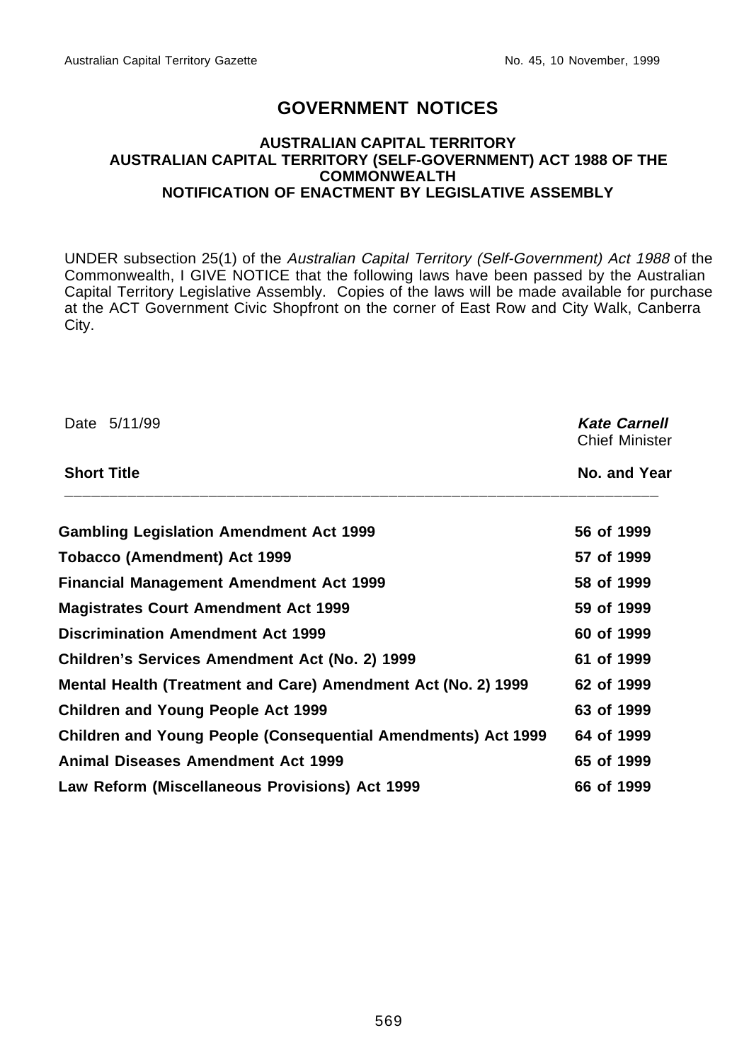# GOVERNMENT NOTICES

**AUSTRALIAN CAPITAL TERRITORY**
**AUSTRALIAN CAPITAL TERRITORY (SELF-GOVERNMENT) ACT 1988 OF THE COMMONWEALTH**
**NOTIFICATION OF ENACTMENT BY LEGISLATIVE ASSEMBLY**

UNDER subsection 25(1) of the *Australian Capital Territory (Self-Government) Act 1988* of the Commonwealth, I GIVE NOTICE that the following laws have been passed by the Australian Capital Territory Legislative Assembly. Copies of the laws will be made available for purchase at the ACT Government Civic Shopfront on the corner of East Row and City Walk, Canberra City.

Date 5/11/99

***Kate Carnell***
Chief Minister

| Short Title | No. and Year |
|---|---|
| **Gambling Legislation Amendment Act 1999** | **56 of 1999** |
| **Tobacco (Amendment) Act 1999** | **57 of 1999** |
| **Financial Management Amendment Act 1999** | **58 of 1999** |
| **Magistrates Court Amendment Act 1999** | **59 of 1999** |
| **Discrimination Amendment Act 1999** | **60 of 1999** |
| **Children's Services Amendment Act (No. 2) 1999** | **61 of 1999** |
| **Mental Health (Treatment and Care) Amendment Act (No. 2) 1999** | **62 of 1999** |
| **Children and Young People Act 1999** | **63 of 1999** |
| **Children and Young People (Consequential Amendments) Act 1999** | **64 of 1999** |
| **Animal Diseases Amendment Act 1999** | **65 of 1999** |
| **Law Reform (Miscellaneous Provisions) Act 1999** | **66 of 1999** |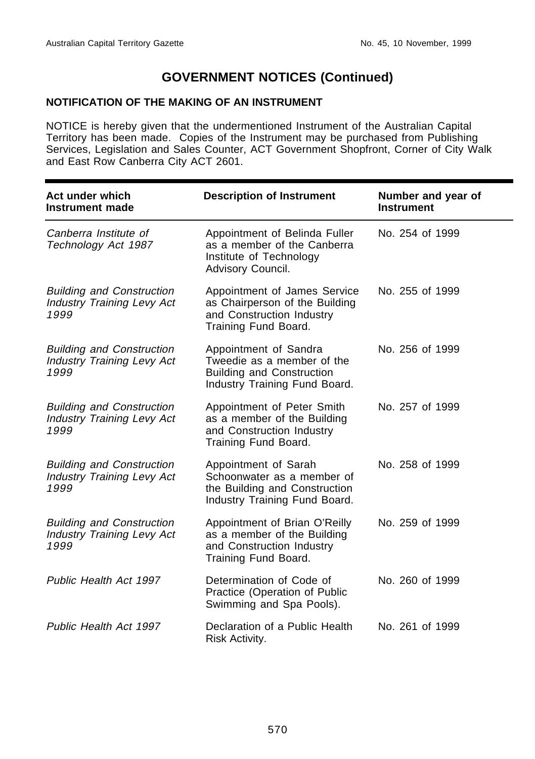# GOVERNMENT NOTICES (Continued)

## NOTIFICATION OF THE MAKING OF AN INSTRUMENT

NOTICE is hereby given that the undermentioned Instrument of the Australian Capital Territory has been made. Copies of the Instrument may be purchased from Publishing Services, Legislation and Sales Counter, ACT Government Shopfront, Corner of City Walk and East Row Canberra City ACT 2601.

| Act under which Instrument made | Description of Instrument | Number and year of Instrument |
|---|---|---|
| *Canberra Institute of Technology Act 1987* | Appointment of Belinda Fuller as a member of the Canberra Institute of Technology Advisory Council. | No. 254 of 1999 |
| *Building and Construction Industry Training Levy Act 1999* | Appointment of James Service as Chairperson of the Building and Construction Industry Training Fund Board. | No. 255 of 1999 |
| *Building and Construction Industry Training Levy Act 1999* | Appointment of Sandra Tweedie as a member of the Building and Construction Industry Training Fund Board. | No. 256 of 1999 |
| *Building and Construction Industry Training Levy Act 1999* | Appointment of Peter Smith as a member of the Building and Construction Industry Training Fund Board. | No. 257 of 1999 |
| *Building and Construction Industry Training Levy Act 1999* | Appointment of Sarah Schoonwater as a member of the Building and Construction Industry Training Fund Board. | No. 258 of 1999 |
| *Building and Construction Industry Training Levy Act 1999* | Appointment of Brian O'Reilly as a member of the Building and Construction Industry Training Fund Board. | No. 259 of 1999 |
| *Public Health Act 1997* | Determination of Code of Practice (Operation of Public Swimming and Spa Pools). | No. 260 of 1999 |
| *Public Health Act 1997* | Declaration of a Public Health Risk Activity. | No. 261 of 1999 |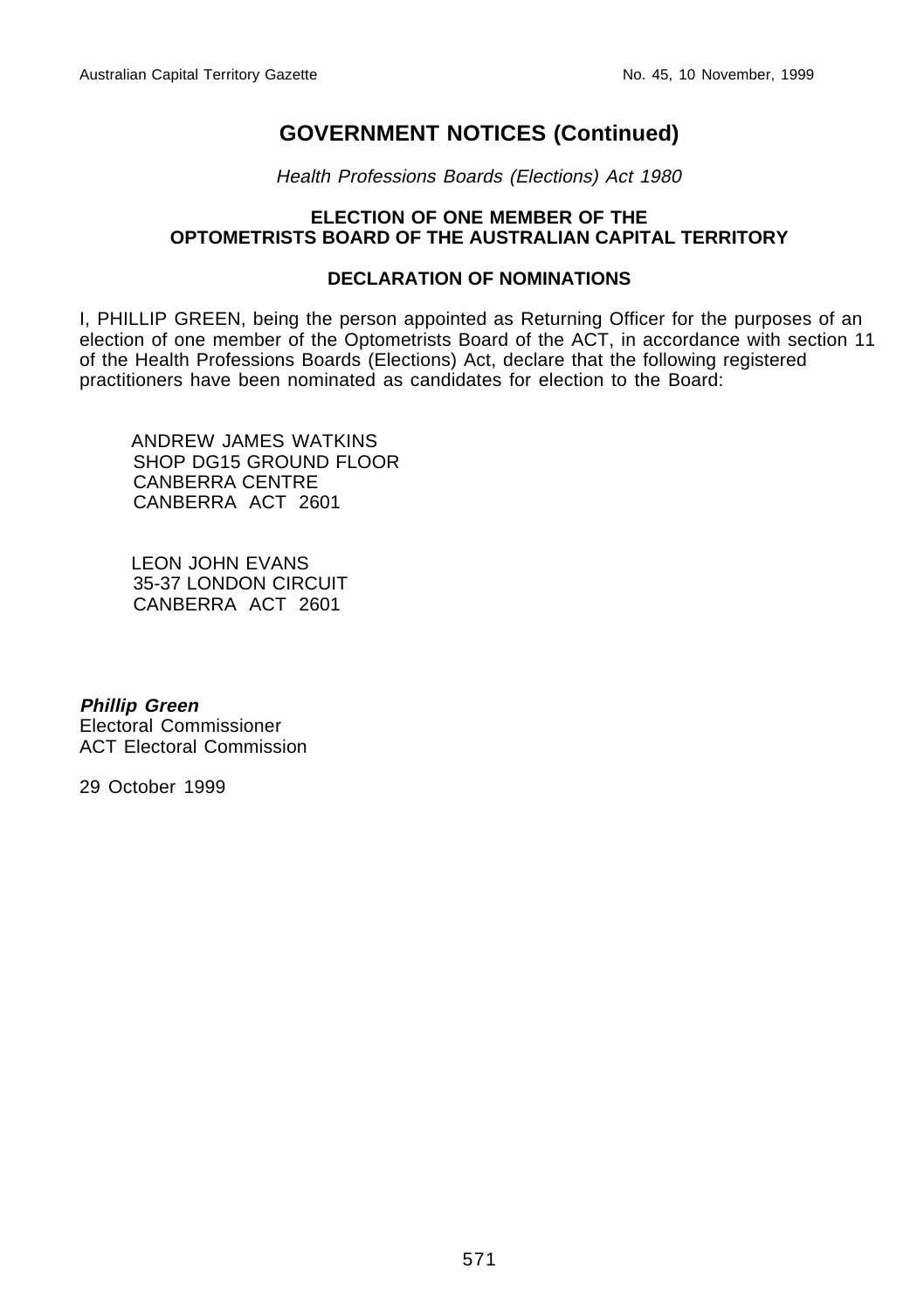# GOVERNMENT NOTICES (Continued)

*Health Professions Boards (Elections) Act 1980*

**ELECTION OF ONE MEMBER OF THE OPTOMETRISTS BOARD OF THE AUSTRALIAN CAPITAL TERRITORY**

**DECLARATION OF NOMINATIONS**

I, PHILLIP GREEN, being the person appointed as Returning Officer for the purposes of an election of one member of the Optometrists Board of the ACT, in accordance with section 11 of the Health Professions Boards (Elections) Act, declare that the following registered practitioners have been nominated as candidates for election to the Board:

ANDREW JAMES WATKINS
SHOP DG15 GROUND FLOOR
CANBERRA CENTRE
CANBERRA ACT 2601

LEON JOHN EVANS
35-37 LONDON CIRCUIT
CANBERRA ACT 2601

***Phillip Green***
Electoral Commissioner
ACT Electoral Commission

29 October 1999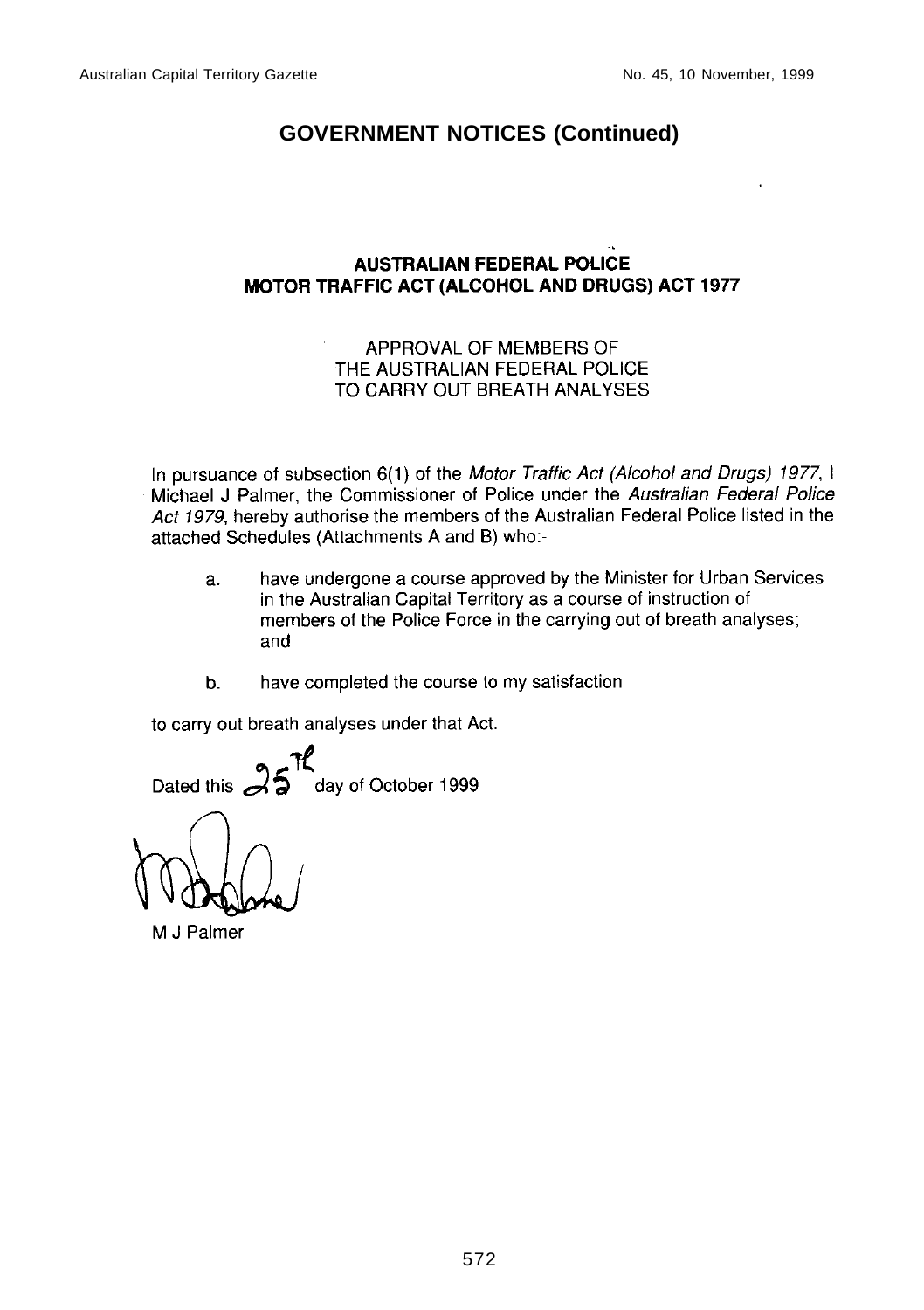## GOVERNMENT NOTICES (Continued)

### AUSTRALIAN FEDERAL POLICE
### MOTOR TRAFFIC ACT (ALCOHOL AND DRUGS) ACT 1977

APPROVAL OF MEMBERS OF
THE AUSTRALIAN FEDERAL POLICE
TO CARRY OUT BREATH ANALYSES

In pursuance of subsection 6(1) of the *Motor Traffic Act (Alcohol and Drugs) 1977*, I Michael J Palmer, the Commissioner of Police under the *Australian Federal Police Act 1979*, hereby authorise the members of the Australian Federal Police listed in the attached Schedules (Attachments A and B) who:-

a. have undergone a course approved by the Minister for Urban Services in the Australian Capital Territory as a course of instruction of members of the Police Force in the carrying out of breath analyses; and

b. have completed the course to my satisfaction

to carry out breath analyses under that Act.

Dated this 25th day of October 1999

M J Palmer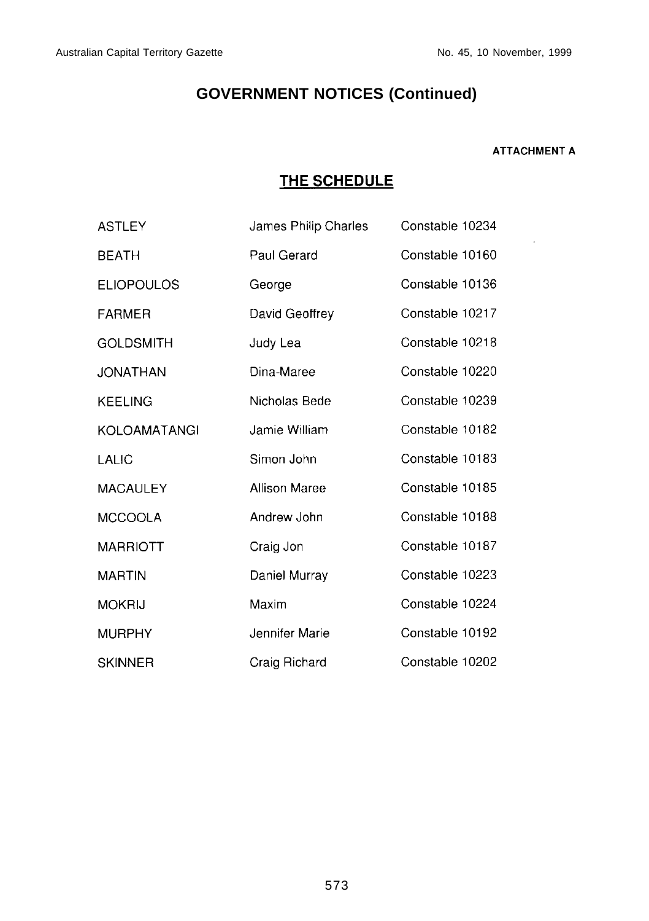## GOVERNMENT NOTICES (Continued)

**ATTACHMENT A**

### THE SCHEDULE

| | | |
|---|---|---|
| ASTLEY | James Philip Charles | Constable 10234 |
| BEATH | Paul Gerard | Constable 10160 |
| ELIOPOULOS | George | Constable 10136 |
| FARMER | David Geoffrey | Constable 10217 |
| GOLDSMITH | Judy Lea | Constable 10218 |
| JONATHAN | Dina-Maree | Constable 10220 |
| KEELING | Nicholas Bede | Constable 10239 |
| KOLOAMATANGI | Jamie William | Constable 10182 |
| LALIC | Simon John | Constable 10183 |
| MACAULEY | Allison Maree | Constable 10185 |
| MCCOOLA | Andrew John | Constable 10188 |
| MARRIOTT | Craig Jon | Constable 10187 |
| MARTIN | Daniel Murray | Constable 10223 |
| MOKRIJ | Maxim | Constable 10224 |
| MURPHY | Jennifer Marie | Constable 10192 |
| SKINNER | Craig Richard | Constable 10202 |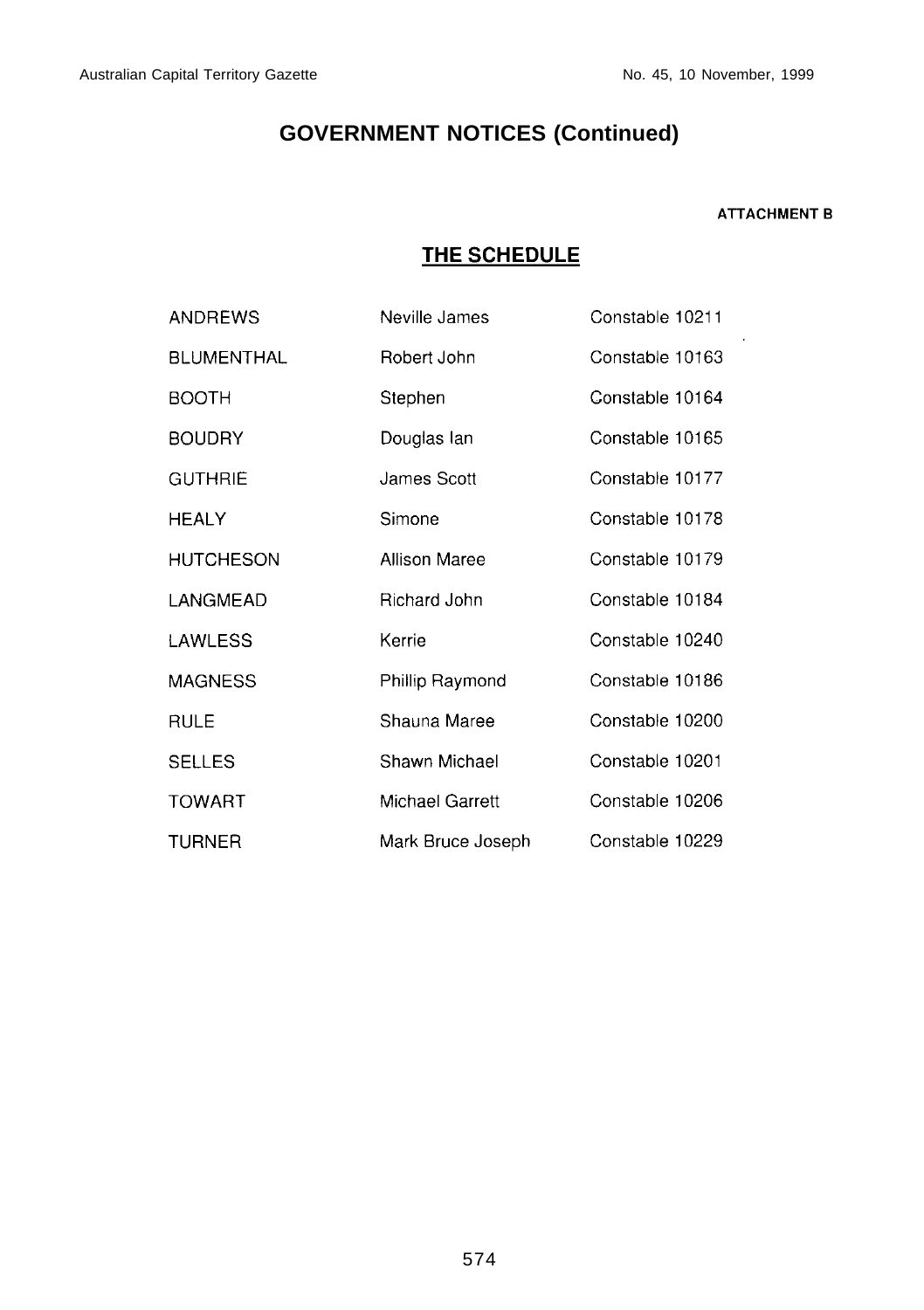## GOVERNMENT NOTICES (Continued)

**ATTACHMENT B**

### THE SCHEDULE

| | | |
|---|---|---|
| ANDREWS | Neville James | Constable 10211 |
| BLUMENTHAL | Robert John | Constable 10163 |
| BOOTH | Stephen | Constable 10164 |
| BOUDRY | Douglas Ian | Constable 10165 |
| GUTHRIE | James Scott | Constable 10177 |
| HEALY | Simone | Constable 10178 |
| HUTCHESON | Allison Maree | Constable 10179 |
| LANGMEAD | Richard John | Constable 10184 |
| LAWLESS | Kerrie | Constable 10240 |
| MAGNESS | Phillip Raymond | Constable 10186 |
| RULE | Shauna Maree | Constable 10200 |
| SELLES | Shawn Michael | Constable 10201 |
| TOWART | Michael Garrett | Constable 10206 |
| TURNER | Mark Bruce Joseph | Constable 10229 |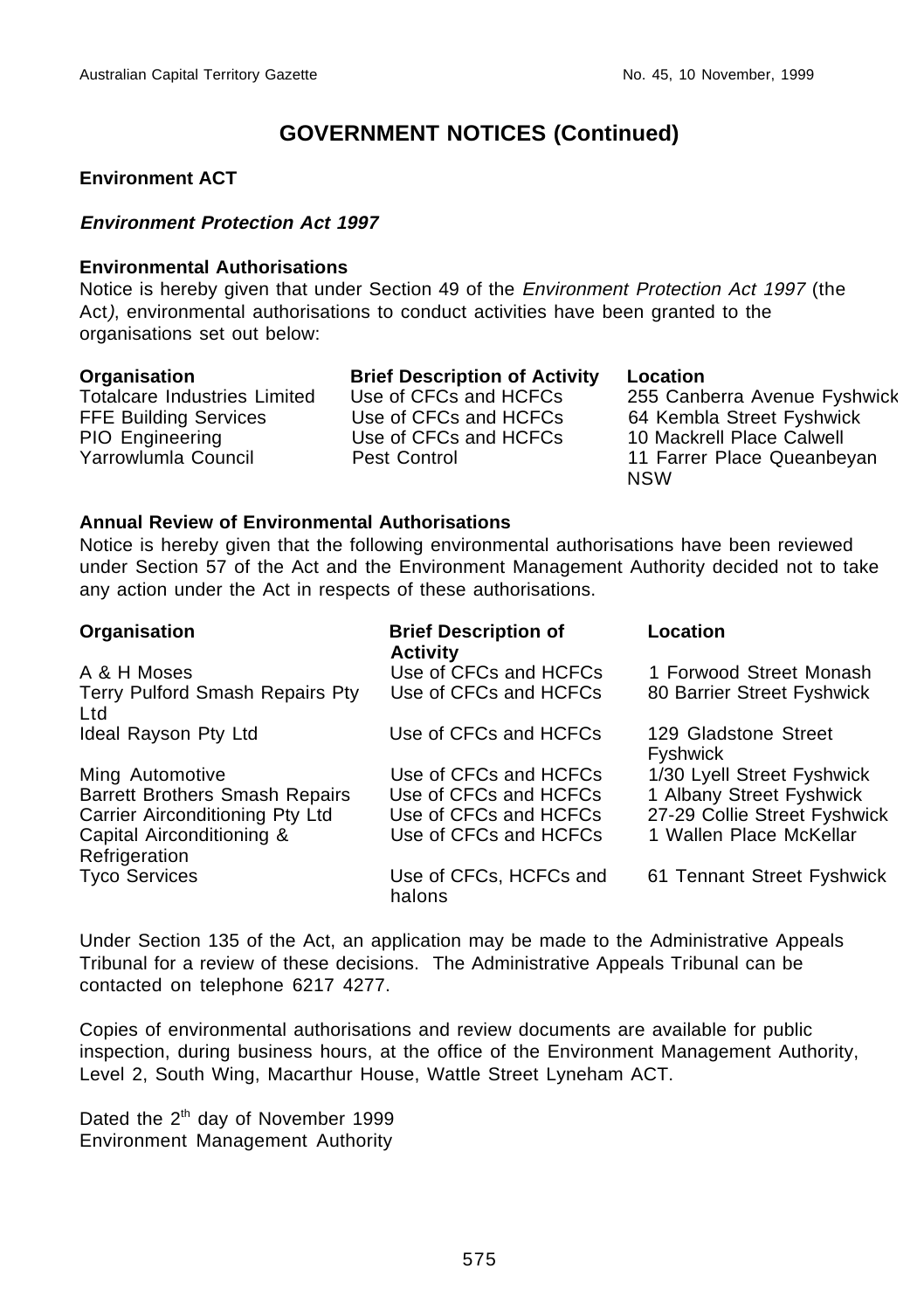# GOVERNMENT NOTICES (Continued)

**Environment ACT**

***Environment Protection Act 1997***

**Environmental Authorisations**

Notice is hereby given that under Section 49 of the *Environment Protection Act 1997* (the Act*)*, environmental authorisations to conduct activities have been granted to the organisations set out below:

| Organisation | Brief Description of Activity | Location |
|---|---|---|
| Totalcare Industries Limited | Use of CFCs and HCFCs | 255 Canberra Avenue Fyshwick |
| FFE Building Services | Use of CFCs and HCFCs | 64 Kembla Street Fyshwick |
| PIO Engineering | Use of CFCs and HCFCs | 10 Mackrell Place Calwell |
| Yarrowlumla Council | Pest Control | 11 Farrer Place Queanbeyan NSW |

**Annual Review of Environmental Authorisations**

Notice is hereby given that the following environmental authorisations have been reviewed under Section 57 of the Act and the Environment Management Authority decided not to take any action under the Act in respects of these authorisations.

| Organisation | Brief Description of Activity | Location |
|---|---|---|
| A & H Moses | Use of CFCs and HCFCs | 1 Forwood Street Monash |
| Terry Pulford Smash Repairs Pty Ltd | Use of CFCs and HCFCs | 80 Barrier Street Fyshwick |
| Ideal Rayson Pty Ltd | Use of CFCs and HCFCs | 129 Gladstone Street Fyshwick |
| Ming Automotive | Use of CFCs and HCFCs | 1/30 Lyell Street Fyshwick |
| Barrett Brothers Smash Repairs | Use of CFCs and HCFCs | 1 Albany Street Fyshwick |
| Carrier Airconditioning Pty Ltd | Use of CFCs and HCFCs | 27-29 Collie Street Fyshwick |
| Capital Airconditioning & Refrigeration | Use of CFCs and HCFCs | 1 Wallen Place McKellar |
| Tyco Services | Use of CFCs, HCFCs and halons | 61 Tennant Street Fyshwick |

Under Section 135 of the Act, an application may be made to the Administrative Appeals Tribunal for a review of these decisions. The Administrative Appeals Tribunal can be contacted on telephone 6217 4277.

Copies of environmental authorisations and review documents are available for public inspection, during business hours, at the office of the Environment Management Authority, Level 2, South Wing, Macarthur House, Wattle Street Lyneham ACT.

Dated the 2th day of November 1999
Environment Management Authority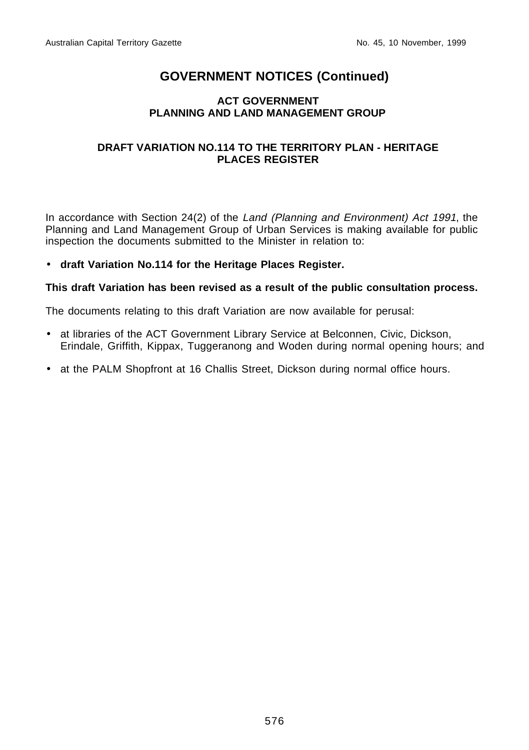# GOVERNMENT NOTICES (Continued)

## ACT GOVERNMENT
## PLANNING AND LAND MANAGEMENT GROUP

### DRAFT VARIATION NO.114 TO THE TERRITORY PLAN - HERITAGE PLACES REGISTER

In accordance with Section 24(2) of the *Land (Planning and Environment) Act 1991*, the Planning and Land Management Group of Urban Services is making available for public inspection the documents submitted to the Minister in relation to:

- **draft Variation No.114 for the Heritage Places Register.**

**This draft Variation has been revised as a result of the public consultation process.**

The documents relating to this draft Variation are now available for perusal:

- at libraries of the ACT Government Library Service at Belconnen, Civic, Dickson, Erindale, Griffith, Kippax, Tuggeranong and Woden during normal opening hours; and
- at the PALM Shopfront at 16 Challis Street, Dickson during normal office hours.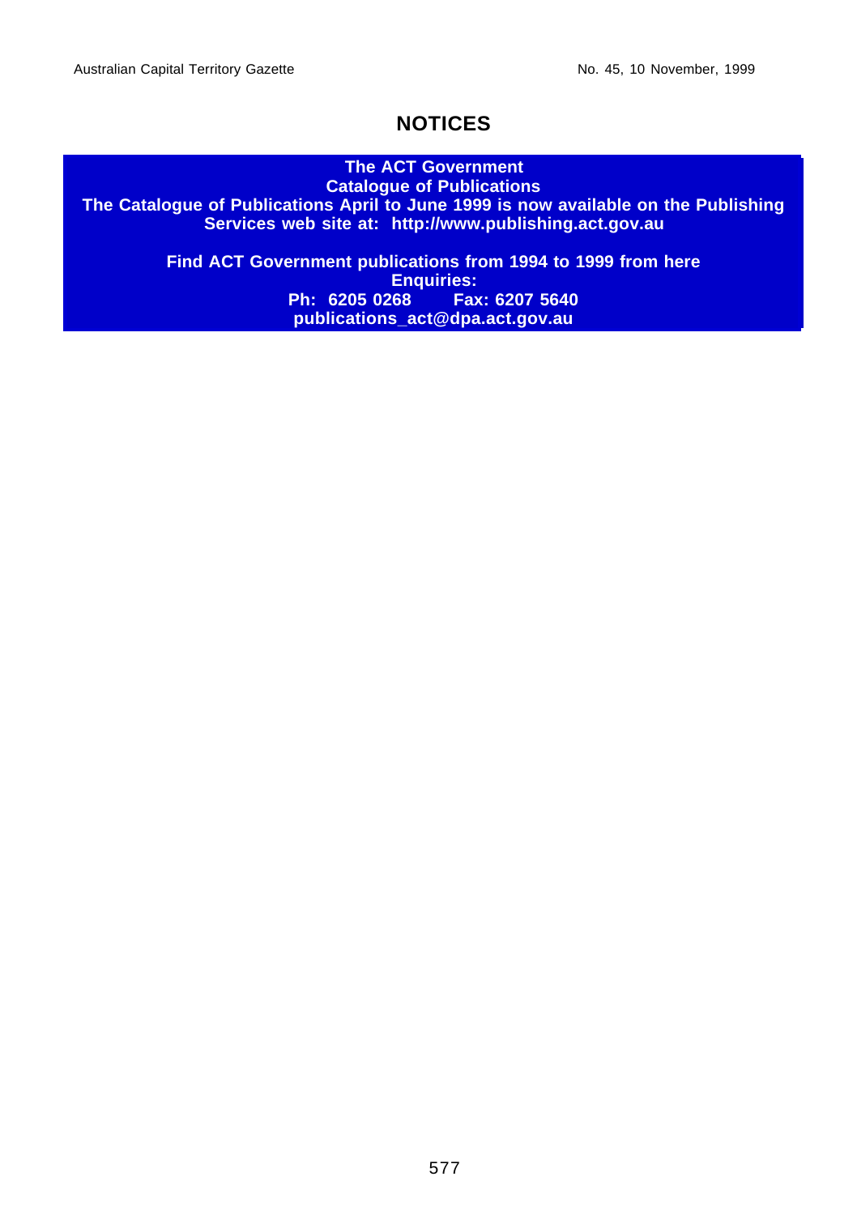# NOTICES

**The ACT Government**
**Catalogue of Publications**
**The Catalogue of Publications April to June 1999 is now available on the Publishing Services web site at: http://www.publishing.act.gov.au**

**Find ACT Government publications from 1994 to 1999 from here**
**Enquiries:**
**Ph: 6205 0268 Fax: 6207 5640**
**publications_act@dpa.act.gov.au**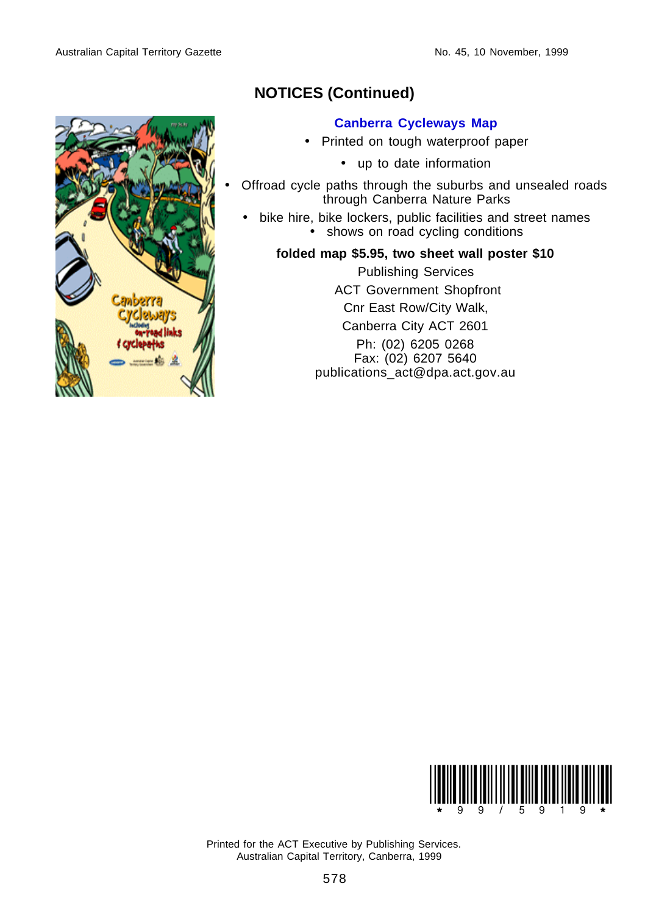## NOTICES (Continued)

### Canberra Cycleways Map

- Printed on tough waterproof paper
- up to date information
- Offroad cycle paths through the suburbs and unsealed roads through Canberra Nature Parks
- bike hire, bike lockers, public facilities and street names
- shows on road cycling conditions

**folded map $5.95, two sheet wall poster $10**

Publishing Services
ACT Government Shopfront
Cnr East Row/City Walk,
Canberra City ACT 2601
Ph: (02) 6205 0268
Fax: (02) 6207 5640
publications_act@dpa.act.gov.au

\* 9 9 / 5 9 1 9 *

Printed for the ACT Executive by Publishing Services.
Australian Capital Territory, Canberra, 1999